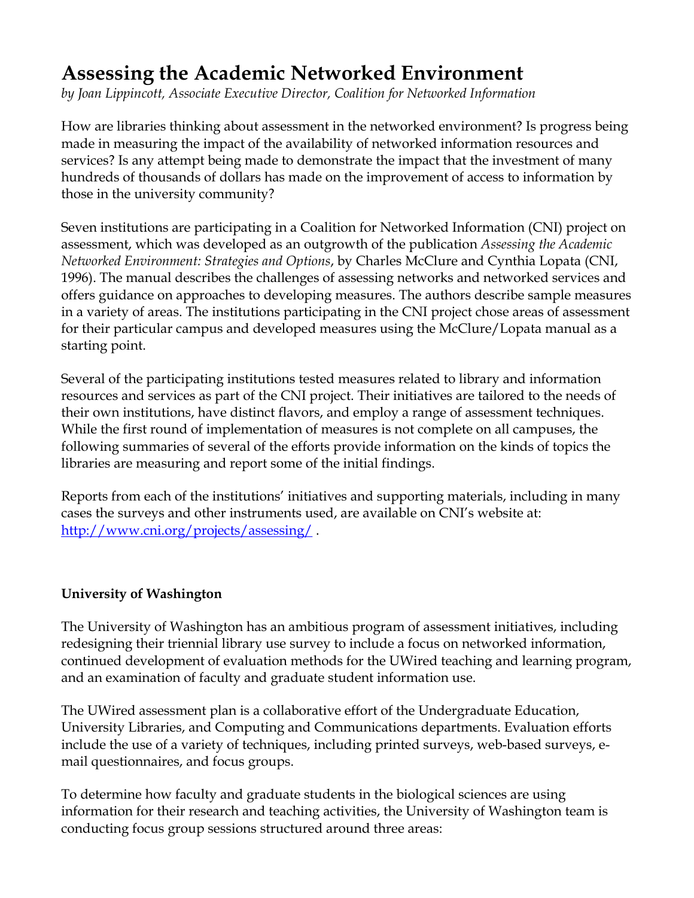# Assessing the Academic Networked Environment

*by Joan Lippincott, Associate Executive Director, Coalition for Networked Information*

How are libraries thinking about assessment in the networked environment? Is progress being made in measuring the impact of the availability of networked information resources and services? Is any attempt being made to demonstrate the impact that the investment of many hundreds of thousands of dollars has made on the improvement of access to information by those in the university community?

Seven institutions are participating in a Coalition for Networked Information (CNI) project on assessment, which was developed as an outgrowth of the publication *Assessing the Academic Networked Environment: Strategies and Options*, by Charles McClure and Cynthia Lopata (CNI, 1996). The manual describes the challenges of assessing networks and networked services and offers guidance on approaches to developing measures. The authors describe sample measures in a variety of areas. The institutions participating in the CNI project chose areas of assessment for their particular campus and developed measures using the McClure/Lopata manual as a starting point.

Several of the participating institutions tested measures related to library and information resources and services as part of the CNI project. Their initiatives are tailored to the needs of their own institutions, have distinct flavors, and employ a range of assessment techniques. While the first round of implementation of measures is not complete on all campuses, the following summaries of several of the efforts provide information on the kinds of topics the libraries are measuring and report some of the initial findings.

Reports from each of the institutions' initiatives and supporting materials, including in many cases the surveys and other instruments used, are available on CNI's website at: http://www.cni.org/projects/assessing/ .

**University of Washington**

The University of Washington has an ambitious program of assessment initiatives, including redesigning their triennial library use survey to include a focus on networked information, continued development of evaluation methods for the UWired teaching and learning program, and an examination of faculty and graduate student information use.

The UWired assessment plan is a collaborative effort of the Undergraduate Education, University Libraries, and Computing and Communications departments. Evaluation efforts include the use of a variety of techniques, including printed surveys, web-based surveys, e-mail questionnaires, and focus groups.

To determine how faculty and graduate students in the biological sciences are using information for their research and teaching activities, the University of Washington team is conducting focus group sessions structured around three areas: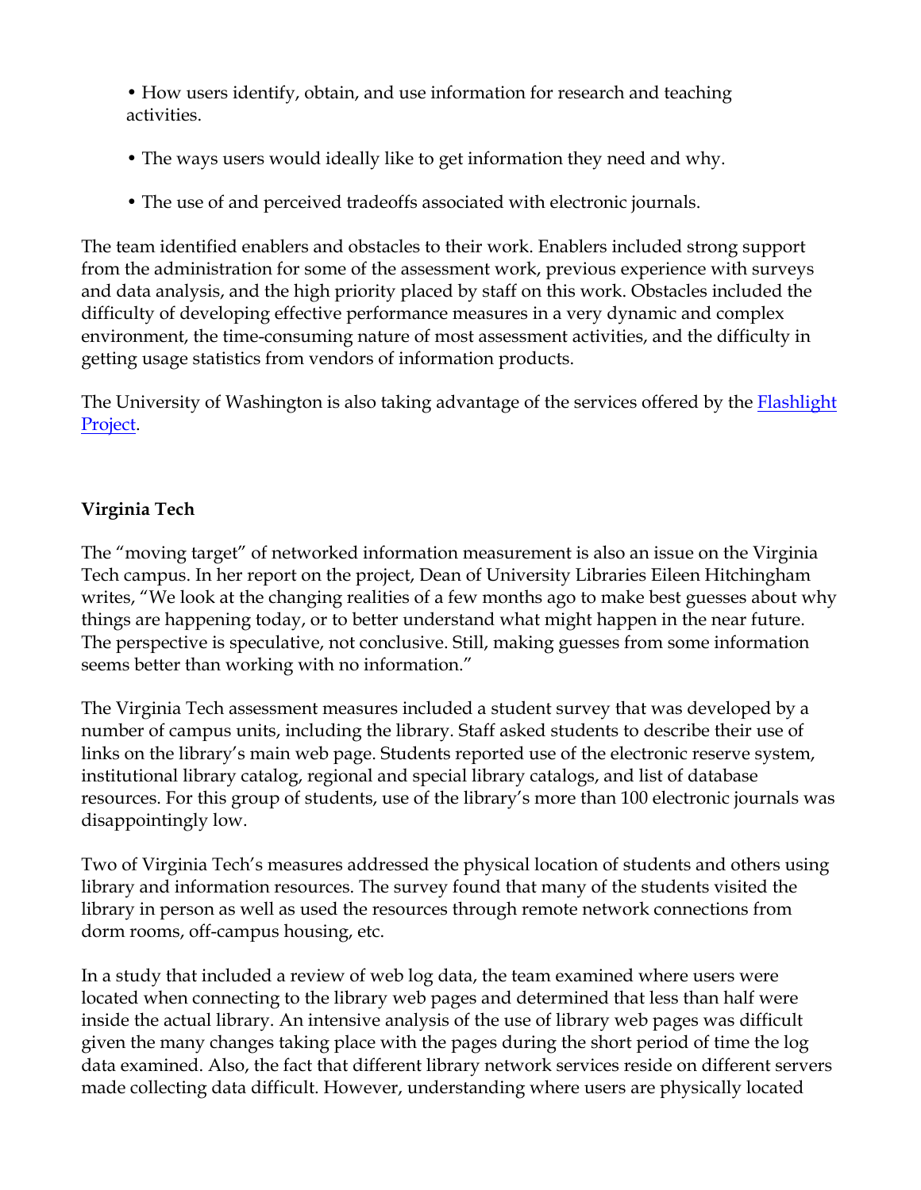- How users identify, obtain, and use information for research and teaching activities.
- The ways users would ideally like to get information they need and why.
- The use of and perceived tradeoffs associated with electronic journals.

The team identified enablers and obstacles to their work. Enablers included strong support from the administration for some of the assessment work, previous experience with surveys and data analysis, and the high priority placed by staff on this work. Obstacles included the difficulty of developing effective performance measures in a very dynamic and complex environment, the time-consuming nature of most assessment activities, and the difficulty in getting usage statistics from vendors of information products.

The University of Washington is also taking advantage of the services offered by the Flashlight Project.

**Virginia Tech**

The "moving target" of networked information measurement is also an issue on the Virginia Tech campus. In her report on the project, Dean of University Libraries Eileen Hitchingham writes, "We look at the changing realities of a few months ago to make best guesses about why things are happening today, or to better understand what might happen in the near future. The perspective is speculative, not conclusive. Still, making guesses from some information seems better than working with no information."

The Virginia Tech assessment measures included a student survey that was developed by a number of campus units, including the library. Staff asked students to describe their use of links on the library's main web page. Students reported use of the electronic reserve system, institutional library catalog, regional and special library catalogs, and list of database resources. For this group of students, use of the library's more than 100 electronic journals was disappointingly low.

Two of Virginia Tech's measures addressed the physical location of students and others using library and information resources. The survey found that many of the students visited the library in person as well as used the resources through remote network connections from dorm rooms, off-campus housing, etc.

In a study that included a review of web log data, the team examined where users were located when connecting to the library web pages and determined that less than half were inside the actual library. An intensive analysis of the use of library web pages was difficult given the many changes taking place with the pages during the short period of time the log data examined. Also, the fact that different library network services reside on different servers made collecting data difficult. However, understanding where users are physically located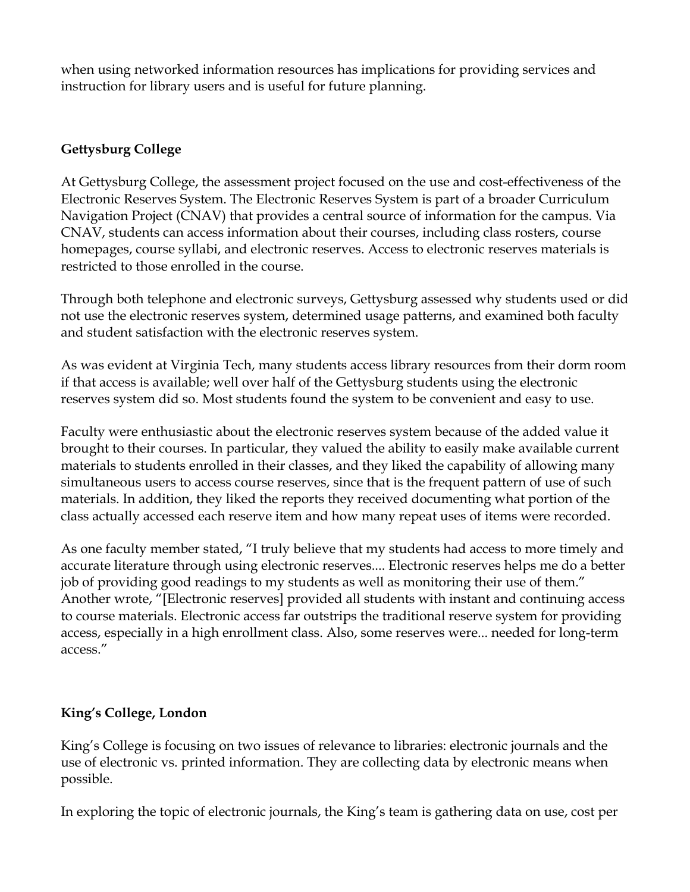when using networked information resources has implications for providing services and instruction for library users and is useful for future planning.

### Gettysburg College

At Gettysburg College, the assessment project focused on the use and cost-effectiveness of the Electronic Reserves System. The Electronic Reserves System is part of a broader Curriculum Navigation Project (CNAV) that provides a central source of information for the campus. Via CNAV, students can access information about their courses, including class rosters, course homepages, course syllabi, and electronic reserves. Access to electronic reserves materials is restricted to those enrolled in the course.

Through both telephone and electronic surveys, Gettysburg assessed why students used or did not use the electronic reserves system, determined usage patterns, and examined both faculty and student satisfaction with the electronic reserves system.

As was evident at Virginia Tech, many students access library resources from their dorm room if that access is available; well over half of the Gettysburg students using the electronic reserves system did so. Most students found the system to be convenient and easy to use.

Faculty were enthusiastic about the electronic reserves system because of the added value it brought to their courses. In particular, they valued the ability to easily make available current materials to students enrolled in their classes, and they liked the capability of allowing many simultaneous users to access course reserves, since that is the frequent pattern of use of such materials. In addition, they liked the reports they received documenting what portion of the class actually accessed each reserve item and how many repeat uses of items were recorded.

As one faculty member stated, "I truly believe that my students had access to more timely and accurate literature through using electronic reserves.... Electronic reserves helps me do a better job of providing good readings to my students as well as monitoring their use of them." Another wrote, "[Electronic reserves] provided all students with instant and continuing access to course materials. Electronic access far outstrips the traditional reserve system for providing access, especially in a high enrollment class. Also, some reserves were... needed for long-term access."

### King's College, London

King's College is focusing on two issues of relevance to libraries: electronic journals and the use of electronic vs. printed information. They are collecting data by electronic means when possible.

In exploring the topic of electronic journals, the King's team is gathering data on use, cost per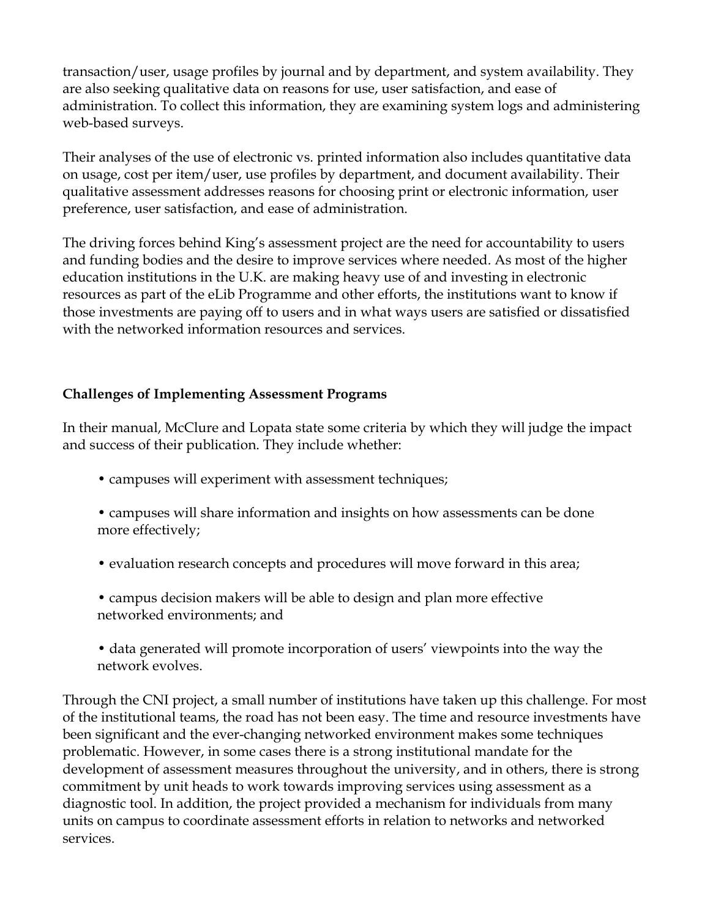transaction/user, usage profiles by journal and by department, and system availability. They are also seeking qualitative data on reasons for use, user satisfaction, and ease of administration. To collect this information, they are examining system logs and administering web-based surveys.

Their analyses of the use of electronic vs. printed information also includes quantitative data on usage, cost per item/user, use profiles by department, and document availability. Their qualitative assessment addresses reasons for choosing print or electronic information, user preference, user satisfaction, and ease of administration.

The driving forces behind King's assessment project are the need for accountability to users and funding bodies and the desire to improve services where needed. As most of the higher education institutions in the U.K. are making heavy use of and investing in electronic resources as part of the eLib Programme and other efforts, the institutions want to know if those investments are paying off to users and in what ways users are satisfied or dissatisfied with the networked information resources and services.

**Challenges of Implementing Assessment Programs**

In their manual, McClure and Lopata state some criteria by which they will judge the impact and success of their publication. They include whether:

- campuses will experiment with assessment techniques;
- campuses will share information and insights on how assessments can be done more effectively;
- evaluation research concepts and procedures will move forward in this area;
- campus decision makers will be able to design and plan more effective networked environments; and
- data generated will promote incorporation of users' viewpoints into the way the network evolves.

Through the CNI project, a small number of institutions have taken up this challenge. For most of the institutional teams, the road has not been easy. The time and resource investments have been significant and the ever-changing networked environment makes some techniques problematic. However, in some cases there is a strong institutional mandate for the development of assessment measures throughout the university, and in others, there is strong commitment by unit heads to work towards improving services using assessment as a diagnostic tool. In addition, the project provided a mechanism for individuals from many units on campus to coordinate assessment efforts in relation to networks and networked services.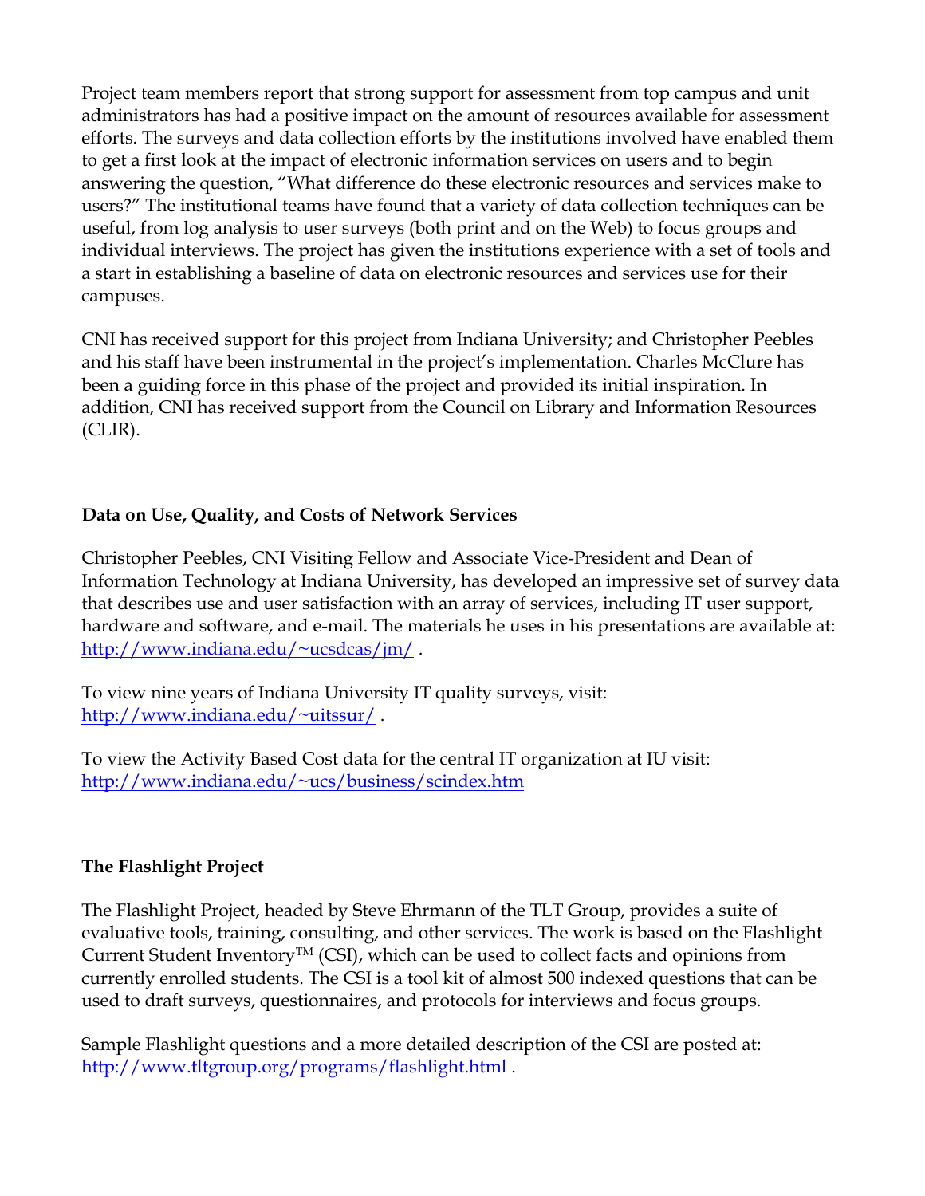Project team members report that strong support for assessment from top campus and unit administrators has had a positive impact on the amount of resources available for assessment efforts. The surveys and data collection efforts by the institutions involved have enabled them to get a first look at the impact of electronic information services on users and to begin answering the question, "What difference do these electronic resources and services make to users?" The institutional teams have found that a variety of data collection techniques can be useful, from log analysis to user surveys (both print and on the Web) to focus groups and individual interviews. The project has given the institutions experience with a set of tools and a start in establishing a baseline of data on electronic resources and services use for their campuses.

CNI has received support for this project from Indiana University; and Christopher Peebles and his staff have been instrumental in the project's implementation. Charles McClure has been a guiding force in this phase of the project and provided its initial inspiration. In addition, CNI has received support from the Council on Library and Information Resources (CLIR).

**Data on Use, Quality, and Costs of Network Services**

Christopher Peebles, CNI Visiting Fellow and Associate Vice-President and Dean of Information Technology at Indiana University, has developed an impressive set of survey data that describes use and user satisfaction with an array of services, including IT user support, hardware and software, and e-mail. The materials he uses in his presentations are available at: http://www.indiana.edu/~ucsdcas/jm/ .

To view nine years of Indiana University IT quality surveys, visit: http://www.indiana.edu/~uitssur/ .

To view the Activity Based Cost data for the central IT organization at IU visit: http://www.indiana.edu/~ucs/business/scindex.htm

**The Flashlight Project**

The Flashlight Project, headed by Steve Ehrmann of the TLT Group, provides a suite of evaluative tools, training, consulting, and other services. The work is based on the Flashlight Current Student Inventory™ (CSI), which can be used to collect facts and opinions from currently enrolled students. The CSI is a tool kit of almost 500 indexed questions that can be used to draft surveys, questionnaires, and protocols for interviews and focus groups.

Sample Flashlight questions and a more detailed description of the CSI are posted at: http://www.tltgroup.org/programs/flashlight.html .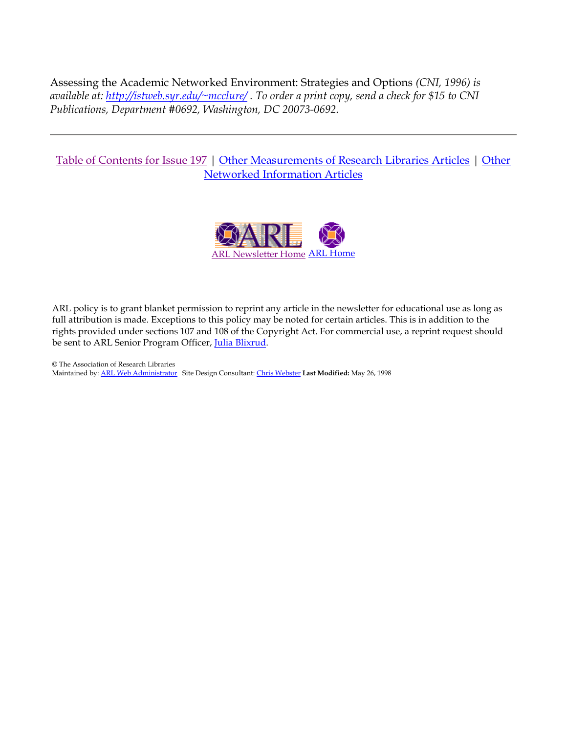Assessing the Academic Networked Environment: Strategies and Options *(CNI, 1996) is available at: http://istweb.syr.edu/~mcclure/ . To order a print copy, send a check for $15 to CNI Publications, Department #0692, Washington, DC 20073-0692.*

---

Table of Contents for Issue 197 | Other Measurements of Research Libraries Articles | Other Networked Information Articles

ARL Newsletter Home ARL Home

ARL policy is to grant blanket permission to reprint any article in the newsletter for educational use as long as full attribution is made. Exceptions to this policy may be noted for certain articles. This is in addition to the rights provided under sections 107 and 108 of the Copyright Act. For commercial use, a reprint request should be sent to ARL Senior Program Officer, Julia Blixrud.

© The Association of Research Libraries
Maintained by: ARL Web Administrator Site Design Consultant: Chris Webster **Last Modified:** May 26, 1998